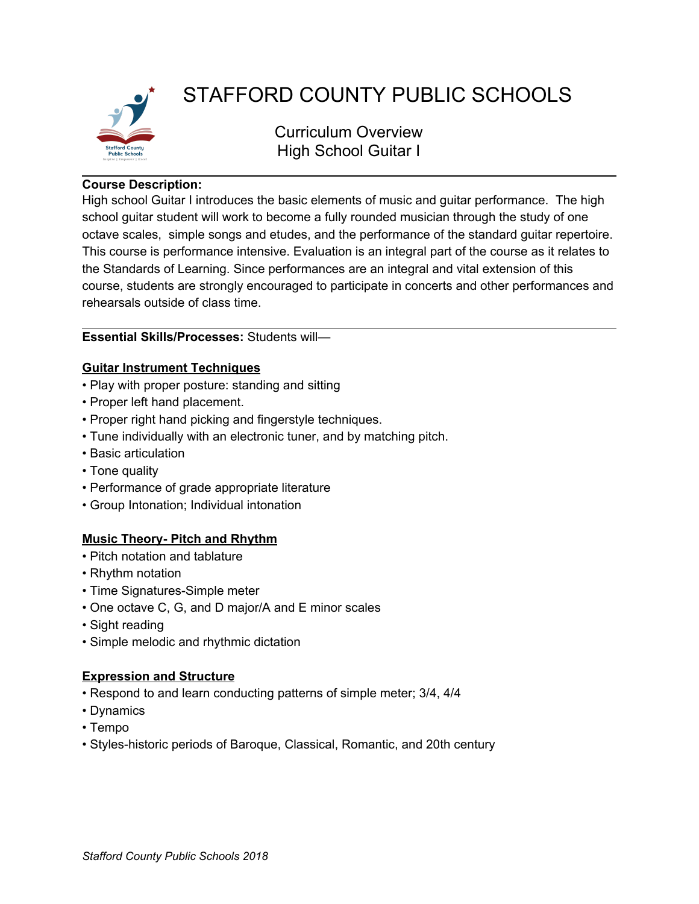# STAFFORD COUNTY PUBLIC SCHOOLS

## Curriculum Overview
## High School Guitar I

---

**Course Description:**
High school Guitar I introduces the basic elements of music and guitar performance. The high school guitar student will work to become a fully rounded musician through the study of one octave scales, simple songs and etudes, and the performance of the standard guitar repertoire. This course is performance intensive. Evaluation is an integral part of the course as it relates to the Standards of Learning. Since performances are an integral and vital extension of this course, students are strongly encouraged to participate in concerts and other performances and rehearsals outside of class time.

---

**Essential Skills/Processes:** Students will—

**Guitar Instrument Techniques**

- Play with proper posture: standing and sitting
- Proper left hand placement.
- Proper right hand picking and fingerstyle techniques.
- Tune individually with an electronic tuner, and by matching pitch.
- Basic articulation
- Tone quality
- Performance of grade appropriate literature
- Group Intonation; Individual intonation

**Music Theory- Pitch and Rhythm**

- Pitch notation and tablature
- Rhythm notation
- Time Signatures-Simple meter
- One octave C, G, and D major/A and E minor scales
- Sight reading
- Simple melodic and rhythmic dictation

**Expression and Structure**

- Respond to and learn conducting patterns of simple meter; 3/4, 4/4
- Dynamics
- Tempo
- Styles-historic periods of Baroque, Classical, Romantic, and 20th century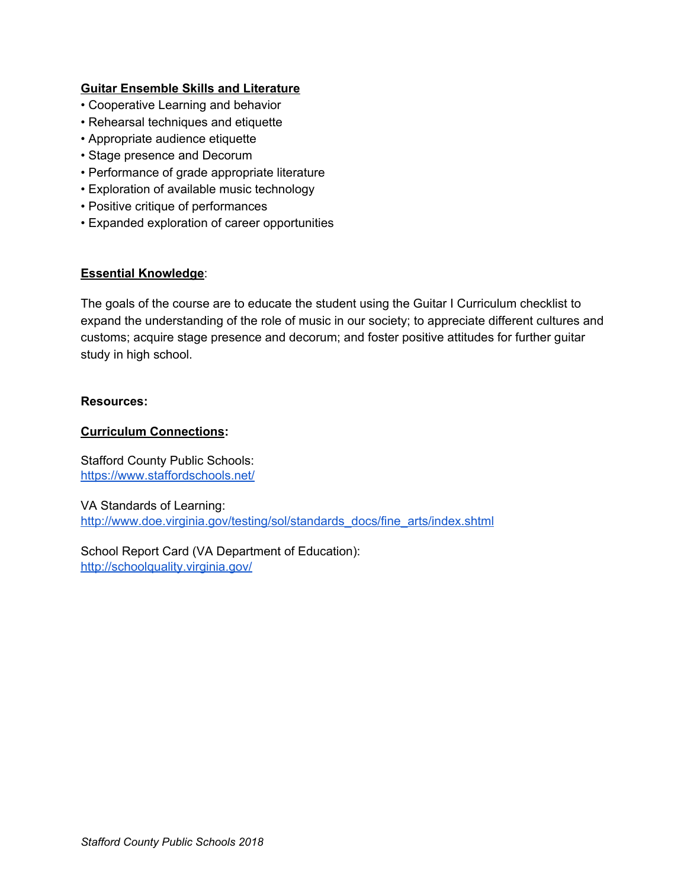**Guitar Ensemble Skills and Literature**

- Cooperative Learning and behavior
- Rehearsal techniques and etiquette
- Appropriate audience etiquette
- Stage presence and Decorum
- Performance of grade appropriate literature
- Exploration of available music technology
- Positive critique of performances
- Expanded exploration of career opportunities

**Essential Knowledge**:

The goals of the course are to educate the student using the Guitar I Curriculum checklist to expand the understanding of the role of music in our society; to appreciate different cultures and customs; acquire stage presence and decorum; and foster positive attitudes for further guitar study in high school.

**Resources:**

**Curriculum Connections:**

Stafford County Public Schools:
https://www.staffordschools.net/

VA Standards of Learning:
http://www.doe.virginia.gov/testing/sol/standards_docs/fine_arts/index.shtml

School Report Card (VA Department of Education):
http://schoolquality.virginia.gov/